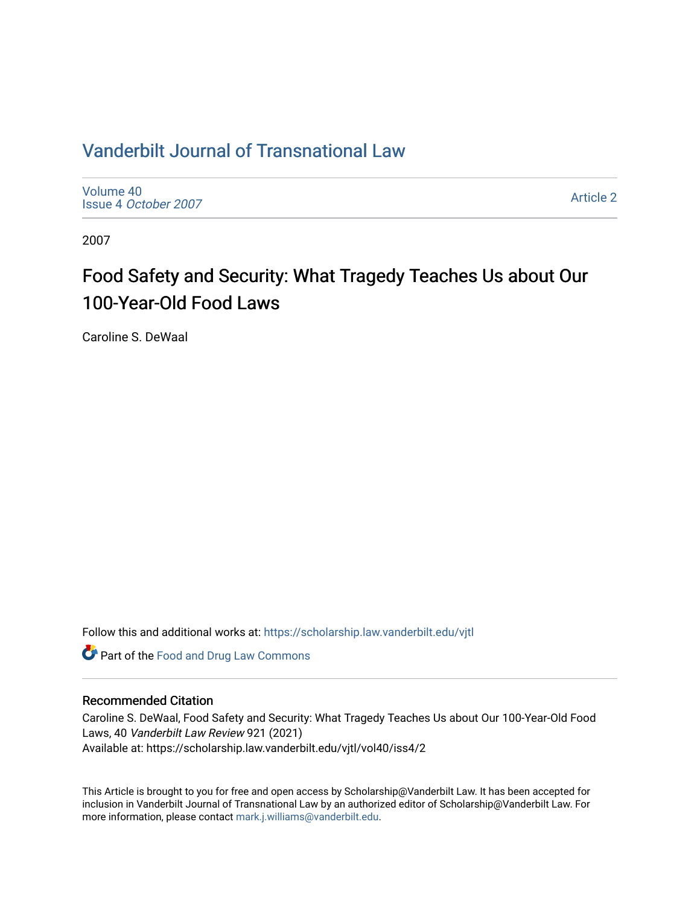# Vanderbilt Journal of Transnational Law

Volume 40
Issue 4 *October 2007*

Article 2

2007

## Food Safety and Security: What Tragedy Teaches Us about Our 100-Year-Old Food Laws

Caroline S. DeWaal

Follow this and additional works at: https://scholarship.law.vanderbilt.edu/vjtl

Part of the Food and Drug Law Commons

### Recommended Citation

Caroline S. DeWaal, Food Safety and Security: What Tragedy Teaches Us about Our 100-Year-Old Food Laws, 40 *Vanderbilt Law Review* 921 (2021)
Available at: https://scholarship.law.vanderbilt.edu/vjtl/vol40/iss4/2

This Article is brought to you for free and open access by Scholarship@Vanderbilt Law. It has been accepted for inclusion in Vanderbilt Journal of Transnational Law by an authorized editor of Scholarship@Vanderbilt Law. For more information, please contact mark.j.williams@vanderbilt.edu.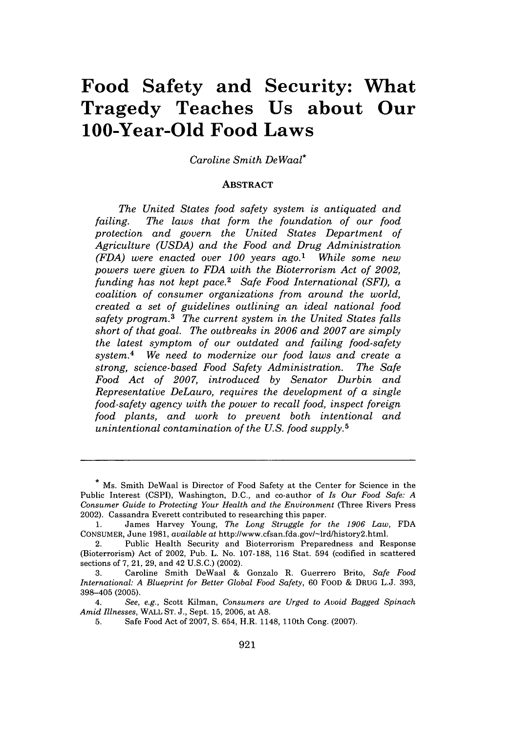# Food Safety and Security: What Tragedy Teaches Us about Our 100-Year-Old Food Laws

*Caroline Smith DeWaal*[*]

## ABSTRACT

*The United States food safety system is antiquated and failing. The laws that form the foundation of our food protection and govern the United States Department of Agriculture (USDA) and the Food and Drug Administration (FDA) were enacted over 100 years ago.*[1] *While some new powers were given to FDA with the Bioterrorism Act of 2002, funding has not kept pace.*[2] *Safe Food International (SFI), a coalition of consumer organizations from around the world, created a set of guidelines outlining an ideal national food safety program.*[3] *The current system in the United States falls short of that goal. The outbreaks in 2006 and 2007 are simply the latest symptom of our outdated and failing food-safety system.*[4] *We need to modernize our food laws and create a strong, science-based Food Safety Administration. The Safe Food Act of 2007, introduced by Senator Durbin and Representative DeLauro, requires the development of a single food-safety agency with the power to recall food, inspect foreign food plants, and work to prevent both intentional and unintentional contamination of the U.S. food supply.*[5]

---

[*] Ms. Smith DeWaal is Director of Food Safety at the Center for Science in the Public Interest (CSPI), Washington, D.C., and co-author of *Is Our Food Safe: A Consumer Guide to Protecting Your Health and the Environment* (Three Rivers Press 2002). Cassandra Everett contributed to researching this paper.

1. James Harvey Young, *The Long Struggle for the 1906 Law*, FDA CONSUMER, June 1981, *available at* http://www.cfsan.fda.gov/~lrd/history2.html.

2. Public Health Security and Bioterrorism Preparedness and Response (Bioterrorism) Act of 2002, Pub. L. No. 107-188, 116 Stat. 594 (codified in scattered sections of 7, 21, 29, and 42 U.S.C.) (2002).

3. Caroline Smith DeWaal & Gonzalo R. Guerrero Brito, *Safe Food International: A Blueprint for Better Global Food Safety*, 60 FOOD & DRUG L.J. 393, 398–405 (2005).

4. *See, e.g.*, Scott Kilman, *Consumers are Urged to Avoid Bagged Spinach Amid Illnesses*, WALL ST. J., Sept. 15, 2006, at A8.

5. Safe Food Act of 2007, S. 654, H.R. 1148, 110th Cong. (2007).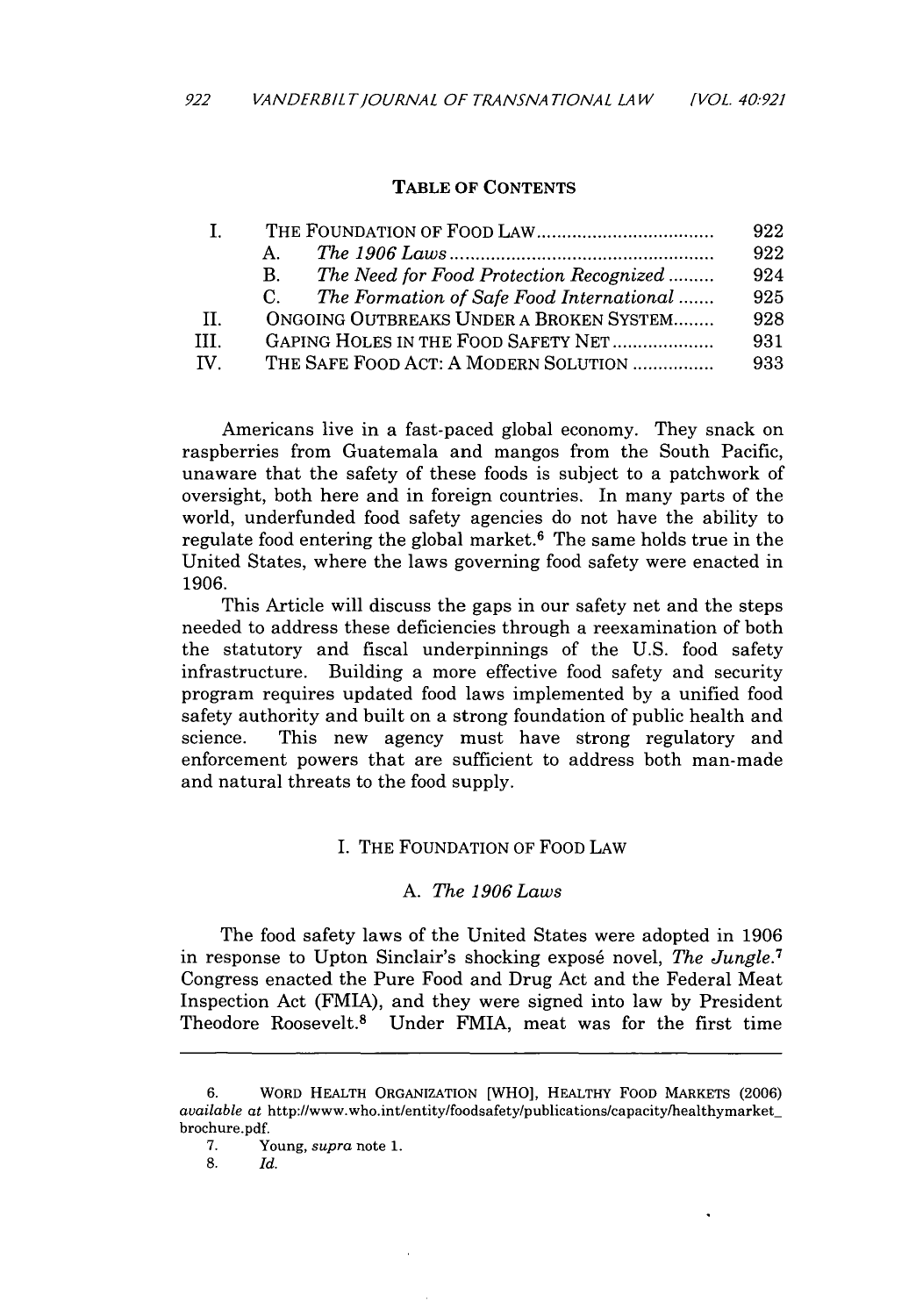**TABLE OF CONTENTS**

| | | |
|---|---|---|
| I. | THE FOUNDATION OF FOOD LAW | 922 |
| | A. *The 1906 Laws* | 922 |
| | B. *The Need for Food Protection Recognized* | 924 |
| | C. *The Formation of Safe Food International* | 925 |
| II. | ONGOING OUTBREAKS UNDER A BROKEN SYSTEM | 928 |
| III. | GAPING HOLES IN THE FOOD SAFETY NET | 931 |
| IV. | THE SAFE FOOD ACT: A MODERN SOLUTION | 933 |

Americans live in a fast-paced global economy. They snack on raspberries from Guatemala and mangos from the South Pacific, unaware that the safety of these foods is subject to a patchwork of oversight, both here and in foreign countries. In many parts of the world, underfunded food safety agencies do not have the ability to regulate food entering the global market.[6] The same holds true in the United States, where the laws governing food safety were enacted in 1906.

This Article will discuss the gaps in our safety net and the steps needed to address these deficiencies through a reexamination of both the statutory and fiscal underpinnings of the U.S. food safety infrastructure. Building a more effective food safety and security program requires updated food laws implemented by a unified food safety authority and built on a strong foundation of public health and science. This new agency must have strong regulatory and enforcement powers that are sufficient to address both man-made and natural threats to the food supply.

## I. THE FOUNDATION OF FOOD LAW

### A. *The 1906 Laws*

The food safety laws of the United States were adopted in 1906 in response to Upton Sinclair's shocking exposé novel, *The Jungle*.[7] Congress enacted the Pure Food and Drug Act and the Federal Meat Inspection Act (FMIA), and they were signed into law by President Theodore Roosevelt.[8] Under FMIA, meat was for the first time

---

6. WORD HEALTH ORGANIZATION [WHO], HEALTHY FOOD MARKETS (2006) *available at* http://www.who.int/entity/foodsafety/publications/capacity/healthymarket_brochure.pdf.

7. Young, *supra* note 1.

8. *Id.*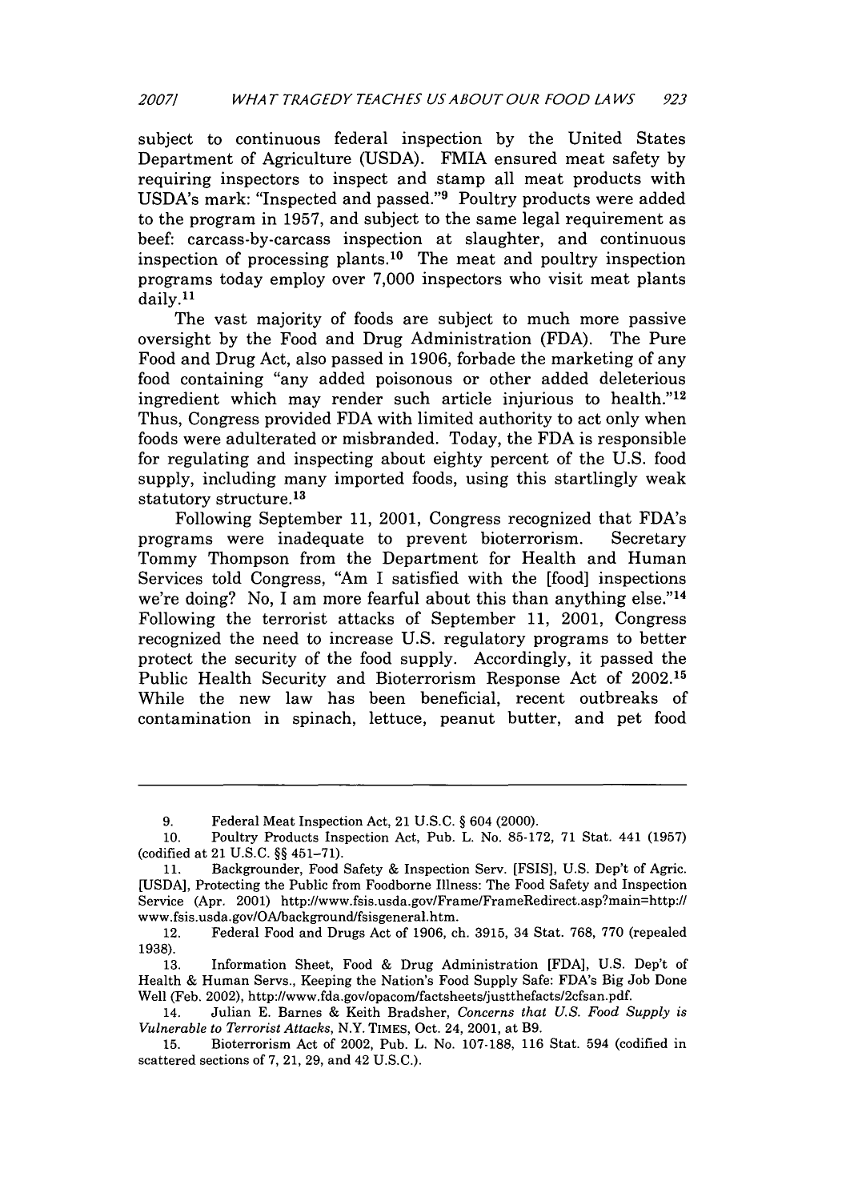subject to continuous federal inspection by the United States Department of Agriculture (USDA). FMIA ensured meat safety by requiring inspectors to inspect and stamp all meat products with USDA's mark: "Inspected and passed."[9] Poultry products were added to the program in 1957, and subject to the same legal requirement as beef: carcass-by-carcass inspection at slaughter, and continuous inspection of processing plants.[10] The meat and poultry inspection programs today employ over 7,000 inspectors who visit meat plants daily.[11]

The vast majority of foods are subject to much more passive oversight by the Food and Drug Administration (FDA). The Pure Food and Drug Act, also passed in 1906, forbade the marketing of any food containing "any added poisonous or other added deleterious ingredient which may render such article injurious to health."[12] Thus, Congress provided FDA with limited authority to act only when foods were adulterated or misbranded. Today, the FDA is responsible for regulating and inspecting about eighty percent of the U.S. food supply, including many imported foods, using this startlingly weak statutory structure.[13]

Following September 11, 2001, Congress recognized that FDA's programs were inadequate to prevent bioterrorism. Secretary Tommy Thompson from the Department for Health and Human Services told Congress, "Am I satisfied with the [food] inspections we're doing? No, I am more fearful about this than anything else."[14] Following the terrorist attacks of September 11, 2001, Congress recognized the need to increase U.S. regulatory programs to better protect the security of the food supply. Accordingly, it passed the Public Health Security and Bioterrorism Response Act of 2002.[15] While the new law has been beneficial, recent outbreaks of contamination in spinach, lettuce, peanut butter, and pet food

---

9. Federal Meat Inspection Act, 21 U.S.C. § 604 (2000).

10. Poultry Products Inspection Act, Pub. L. No. 85-172, 71 Stat. 441 (1957) (codified at 21 U.S.C. §§ 451–71).

11. Backgrounder, Food Safety & Inspection Serv. [FSIS], U.S. Dep't of Agric. [USDA], Protecting the Public from Foodborne Illness: The Food Safety and Inspection Service (Apr. 2001) http://www.fsis.usda.gov/Frame/FrameRedirect.asp?main=http://www.fsis.usda.gov/OA/background/fsisgeneral.htm.

12. Federal Food and Drugs Act of 1906, ch. 3915, 34 Stat. 768, 770 (repealed 1938).

13. Information Sheet, Food & Drug Administration [FDA], U.S. Dep't of Health & Human Servs., Keeping the Nation's Food Supply Safe: FDA's Big Job Done Well (Feb. 2002), http://www.fda.gov/opacom/factsheets/justthefacts/2cfsan.pdf.

14. Julian E. Barnes & Keith Bradsher, *Concerns that U.S. Food Supply is Vulnerable to Terrorist Attacks*, N.Y. TIMES, Oct. 24, 2001, at B9.

15. Bioterrorism Act of 2002, Pub. L. No. 107-188, 116 Stat. 594 (codified in scattered sections of 7, 21, 29, and 42 U.S.C.).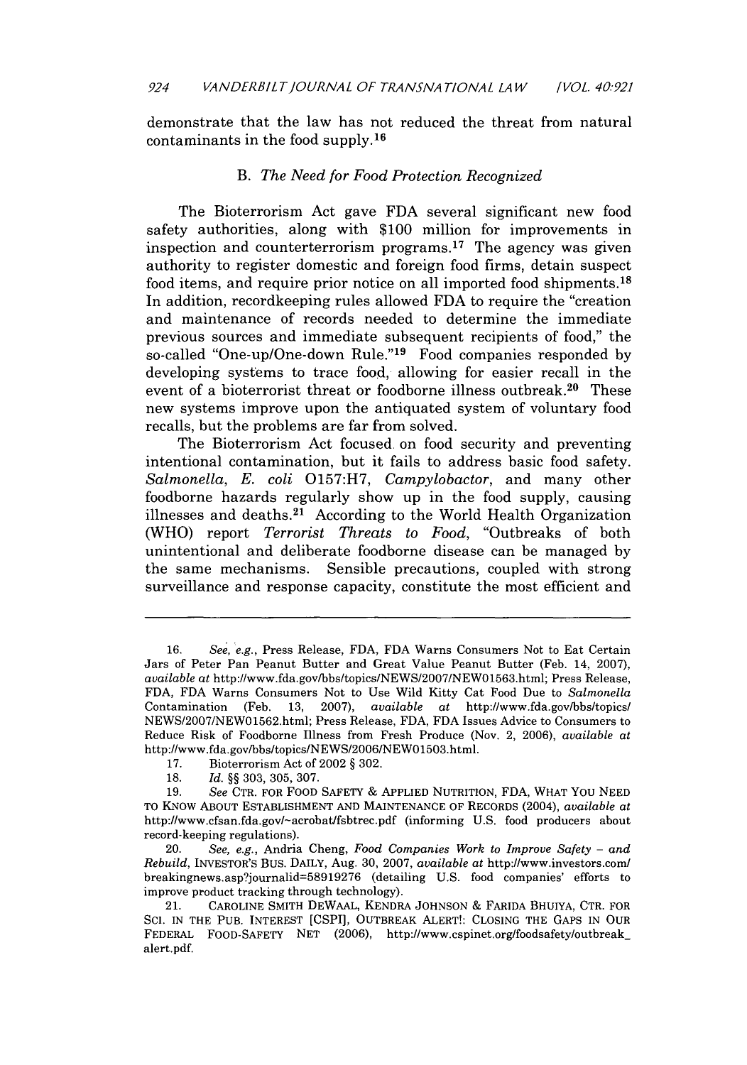demonstrate that the law has not reduced the threat from natural contaminants in the food supply.[16]

### B. *The Need for Food Protection Recognized*

The Bioterrorism Act gave FDA several significant new food safety authorities, along with $100 million for improvements in inspection and counterterrorism programs.[17] The agency was given authority to register domestic and foreign food firms, detain suspect food items, and require prior notice on all imported food shipments.[18] In addition, recordkeeping rules allowed FDA to require the "creation and maintenance of records needed to determine the immediate previous sources and immediate subsequent recipients of food," the so-called "One-up/One-down Rule."[19] Food companies responded by developing systems to trace food, allowing for easier recall in the event of a bioterrorist threat or foodborne illness outbreak.[20] These new systems improve upon the antiquated system of voluntary food recalls, but the problems are far from solved.

The Bioterrorism Act focused on food security and preventing intentional contamination, but it fails to address basic food safety. *Salmonella*, *E. coli* O157:H7, *Campylobacter*, and many other foodborne hazards regularly show up in the food supply, causing illnesses and deaths.[21] According to the World Health Organization (WHO) report *Terrorist Threats to Food*, "Outbreaks of both unintentional and deliberate foodborne disease can be managed by the same mechanisms. Sensible precautions, coupled with strong surveillance and response capacity, constitute the most efficient and

---

16. *See, e.g.*, Press Release, FDA, FDA Warns Consumers Not to Eat Certain Jars of Peter Pan Peanut Butter and Great Value Peanut Butter (Feb. 14, 2007), *available at* http://www.fda.gov/bbs/topics/NEWS/2007/NEW01563.html; Press Release, FDA, FDA Warns Consumers Not to Use Wild Kitty Cat Food Due to *Salmonella* Contamination (Feb. 13, 2007), *available at* http://www.fda.gov/bbs/topics/NEWS/2007/NEW01562.html; Press Release, FDA, FDA Issues Advice to Consumers to Reduce Risk of Foodborne Illness from Fresh Produce (Nov. 2, 2006), *available at* http://www.fda.gov/bbs/topics/NEWS/2006/NEW01503.html.

17. Bioterrorism Act of 2002 § 302.

18. *Id.* §§ 303, 305, 307.

19. *See* CTR. FOR FOOD SAFETY & APPLIED NUTRITION, FDA, WHAT YOU NEED TO KNOW ABOUT ESTABLISHMENT AND MAINTENANCE OF RECORDS (2004), *available at* http://www.cfsan.fda.gov/~acrobat/fsbtrec.pdf (informing U.S. food producers about record-keeping regulations).

20. *See, e.g.*, Andria Cheng, *Food Companies Work to Improve Safety – and Rebuild*, INVESTOR'S BUS. DAILY, Aug. 30, 2007, *available at* http://www.investors.com/breakingnews.asp?journalid=58919276 (detailing U.S. food companies' efforts to improve product tracking through technology).

21. CAROLINE SMITH DEWAAL, KENDRA JOHNSON & FARIDA BHUIYA, CTR. FOR SCI. IN THE PUB. INTEREST [CSPI], OUTBREAK ALERT!: CLOSING THE GAPS IN OUR FEDERAL FOOD-SAFETY NET (2006), http://www.cspinet.org/foodsafety/outbreak_alert.pdf.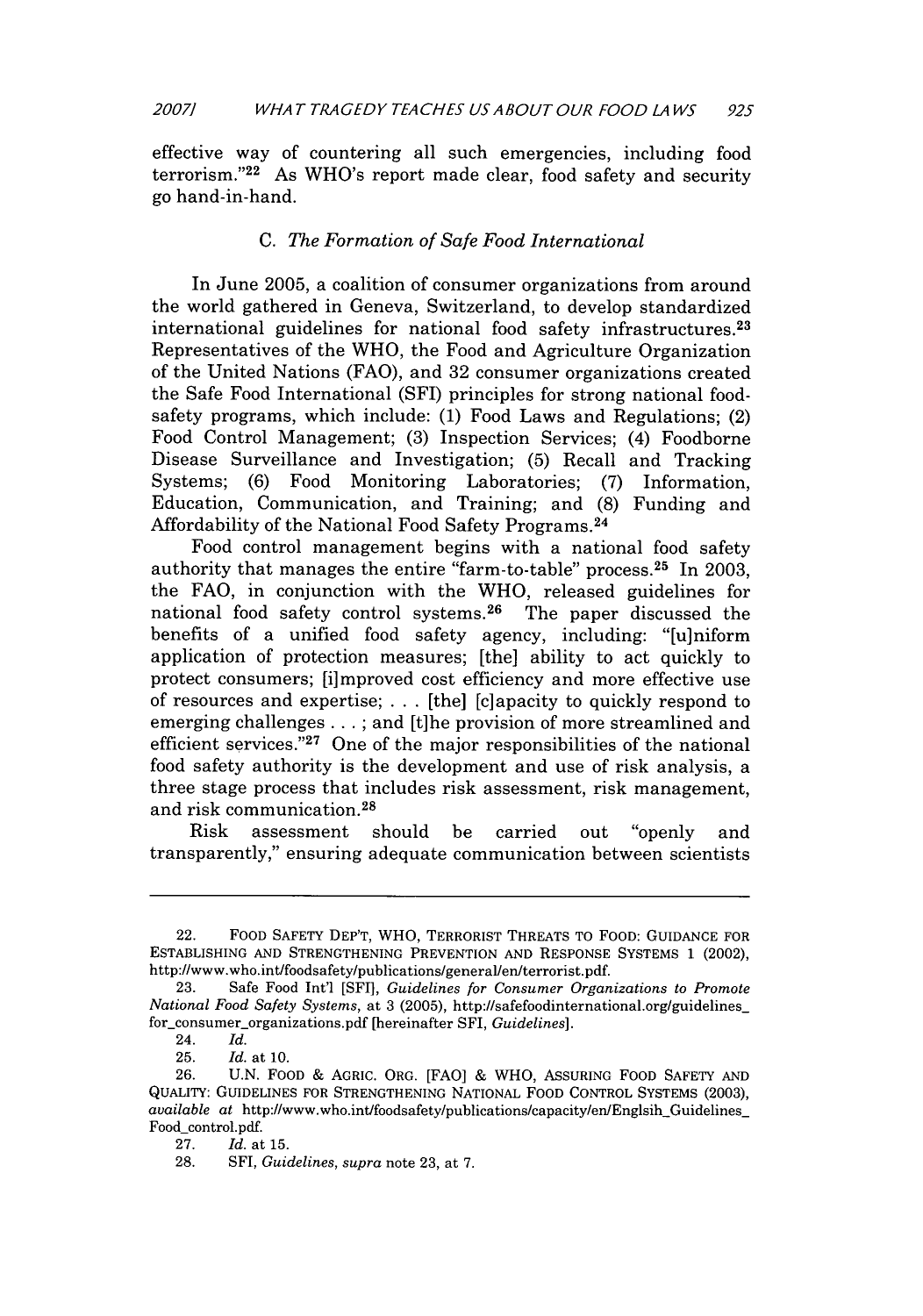effective way of countering all such emergencies, including food terrorism."[22] As WHO's report made clear, food safety and security go hand-in-hand.

### C. *The Formation of Safe Food International*

In June 2005, a coalition of consumer organizations from around the world gathered in Geneva, Switzerland, to develop standardized international guidelines for national food safety infrastructures.[23] Representatives of the WHO, the Food and Agriculture Organization of the United Nations (FAO), and 32 consumer organizations created the Safe Food International (SFI) principles for strong national food-safety programs, which include: (1) Food Laws and Regulations; (2) Food Control Management; (3) Inspection Services; (4) Foodborne Disease Surveillance and Investigation; (5) Recall and Tracking Systems; (6) Food Monitoring Laboratories; (7) Information, Education, Communication, and Training; and (8) Funding and Affordability of the National Food Safety Programs.[24]

Food control management begins with a national food safety authority that manages the entire "farm-to-table" process.[25] In 2003, the FAO, in conjunction with the WHO, released guidelines for national food safety control systems.[26] The paper discussed the benefits of a unified food safety agency, including: "[u]niform application of protection measures; [the] ability to act quickly to protect consumers; [i]mproved cost efficiency and more effective use of resources and expertise; . . . [the] [c]apacity to quickly respond to emerging challenges . . . ; and [t]he provision of more streamlined and efficient services."[27] One of the major responsibilities of the national food safety authority is the development and use of risk analysis, a three stage process that includes risk assessment, risk management, and risk communication.[28]

Risk assessment should be carried out "openly and transparently," ensuring adequate communication between scientists

---

22. FOOD SAFETY DEP'T, WHO, TERRORIST THREATS TO FOOD: GUIDANCE FOR ESTABLISHING AND STRENGTHENING PREVENTION AND RESPONSE SYSTEMS 1 (2002), http://www.who.int/foodsafety/publications/general/en/terrorist.pdf.

23. Safe Food Int'l [SFI], *Guidelines for Consumer Organizations to Promote National Food Safety Systems*, at 3 (2005), http://safefoodinternational.org/guidelines_for_consumer_organizations.pdf [hereinafter SFI, *Guidelines*].

24. *Id.*

25. *Id.* at 10.

26. U.N. FOOD & AGRIC. ORG. [FAO] & WHO, ASSURING FOOD SAFETY AND QUALITY: GUIDELINES FOR STRENGTHENING NATIONAL FOOD CONTROL SYSTEMS (2003), *available at* http://www.who.int/foodsafety/publications/capacity/en/Englsih_Guidelines_Food_control.pdf.

27. *Id.* at 15.

28. SFI, *Guidelines*, *supra* note 23, at 7.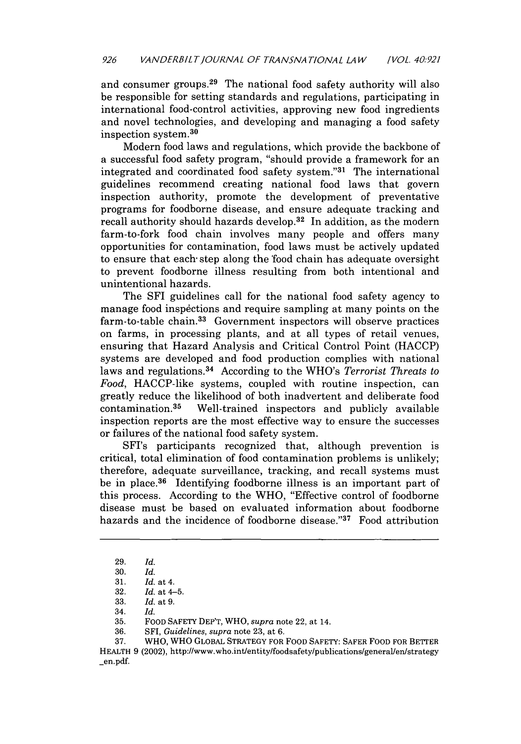and consumer groups.[29] The national food safety authority will also be responsible for setting standards and regulations, participating in international food-control activities, approving new food ingredients and novel technologies, and developing and managing a food safety inspection system.[30]

Modern food laws and regulations, which provide the backbone of a successful food safety program, "should provide a framework for an integrated and coordinated food safety system."[31] The international guidelines recommend creating national food laws that govern inspection authority, promote the development of preventative programs for foodborne disease, and ensure adequate tracking and recall authority should hazards develop.[32] In addition, as the modern farm-to-fork food chain involves many people and offers many opportunities for contamination, food laws must be actively updated to ensure that each step along the food chain has adequate oversight to prevent foodborne illness resulting from both intentional and unintentional hazards.

The SFI guidelines call for the national food safety agency to manage food inspections and require sampling at many points on the farm-to-table chain.[33] Government inspectors will observe practices on farms, in processing plants, and at all types of retail venues, ensuring that Hazard Analysis and Critical Control Point (HACCP) systems are developed and food production complies with national laws and regulations.[34] According to the WHO's *Terrorist Threats to Food*, HACCP-like systems, coupled with routine inspection, can greatly reduce the likelihood of both inadvertent and deliberate food contamination.[35] Well-trained inspectors and publicly available inspection reports are the most effective way to ensure the successes or failures of the national food safety system.

SFI's participants recognized that, although prevention is critical, total elimination of food contamination problems is unlikely; therefore, adequate surveillance, tracking, and recall systems must be in place.[36] Identifying foodborne illness is an important part of this process. According to the WHO, "Effective control of foodborne disease must be based on evaluated information about foodborne hazards and the incidence of foodborne disease."[37] Food attribution

---

29. *Id.*
30. *Id.*
31. *Id.* at 4.
32. *Id.* at 4–5.
33. *Id.* at 9.
34. *Id.*
35. FOOD SAFETY DEP'T, WHO, *supra* note 22, at 14.
36. SFI, *Guidelines*, *supra* note 23, at 6.
37. WHO, WHO GLOBAL STRATEGY FOR FOOD SAFETY: SAFER FOOD FOR BETTER HEALTH 9 (2002), http://www.who.int/entity/foodsafety/publications/general/en/strategy_en.pdf.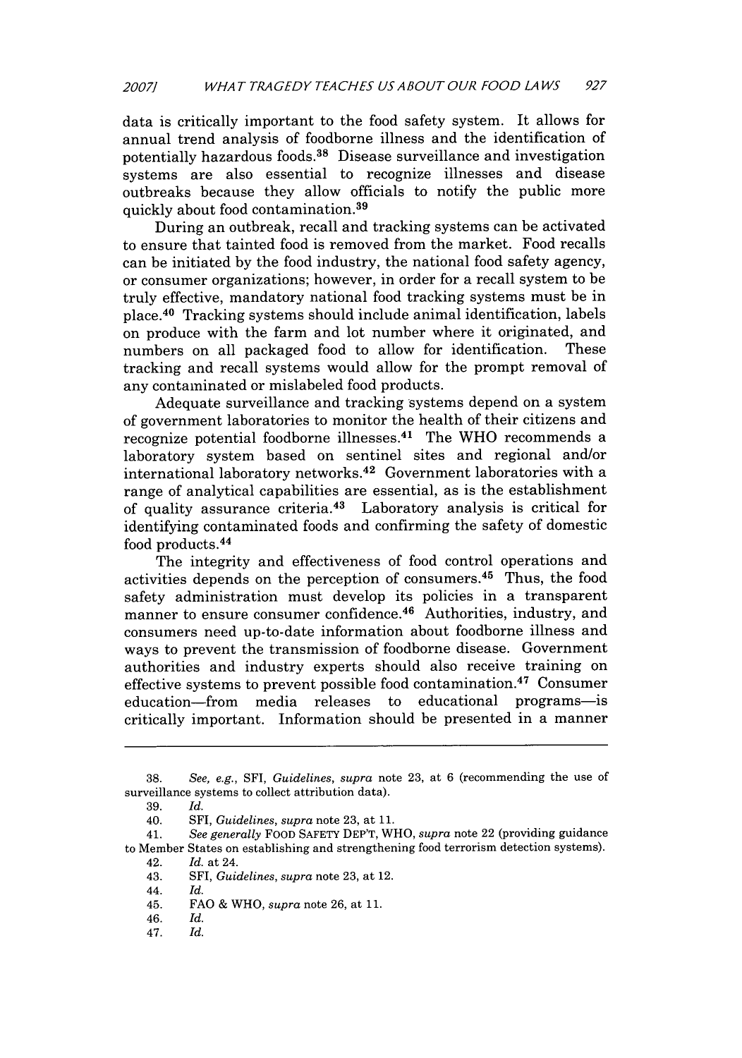data is critically important to the food safety system. It allows for annual trend analysis of foodborne illness and the identification of potentially hazardous foods.[38] Disease surveillance and investigation systems are also essential to recognize illnesses and disease outbreaks because they allow officials to notify the public more quickly about food contamination.[39]

During an outbreak, recall and tracking systems can be activated to ensure that tainted food is removed from the market. Food recalls can be initiated by the food industry, the national food safety agency, or consumer organizations; however, in order for a recall system to be truly effective, mandatory national food tracking systems must be in place.[40] Tracking systems should include animal identification, labels on produce with the farm and lot number where it originated, and numbers on all packaged food to allow for identification. These tracking and recall systems would allow for the prompt removal of any contaminated or mislabeled food products.

Adequate surveillance and tracking systems depend on a system of government laboratories to monitor the health of their citizens and recognize potential foodborne illnesses.[41] The WHO recommends a laboratory system based on sentinel sites and regional and/or international laboratory networks.[42] Government laboratories with a range of analytical capabilities are essential, as is the establishment of quality assurance criteria.[43] Laboratory analysis is critical for identifying contaminated foods and confirming the safety of domestic food products.[44]

The integrity and effectiveness of food control operations and activities depends on the perception of consumers.[45] Thus, the food safety administration must develop its policies in a transparent manner to ensure consumer confidence.[46] Authorities, industry, and consumers need up-to-date information about foodborne illness and ways to prevent the transmission of foodborne disease. Government authorities and industry experts should also receive training on effective systems to prevent possible food contamination.[47] Consumer education—from media releases to educational programs—is critically important. Information should be presented in a manner

---

38. *See, e.g.*, SFI, *Guidelines*, *supra* note 23, at 6 (recommending the use of surveillance systems to collect attribution data).
39. *Id.*
40. SFI, *Guidelines*, *supra* note 23, at 11.
41. *See generally* FOOD SAFETY DEP'T, WHO, *supra* note 22 (providing guidance to Member States on establishing and strengthening food terrorism detection systems).
42. *Id.* at 24.
43. SFI, *Guidelines*, *supra* note 23, at 12.
44. *Id.*
45. FAO & WHO, *supra* note 26, at 11.
46. *Id.*
47. *Id.*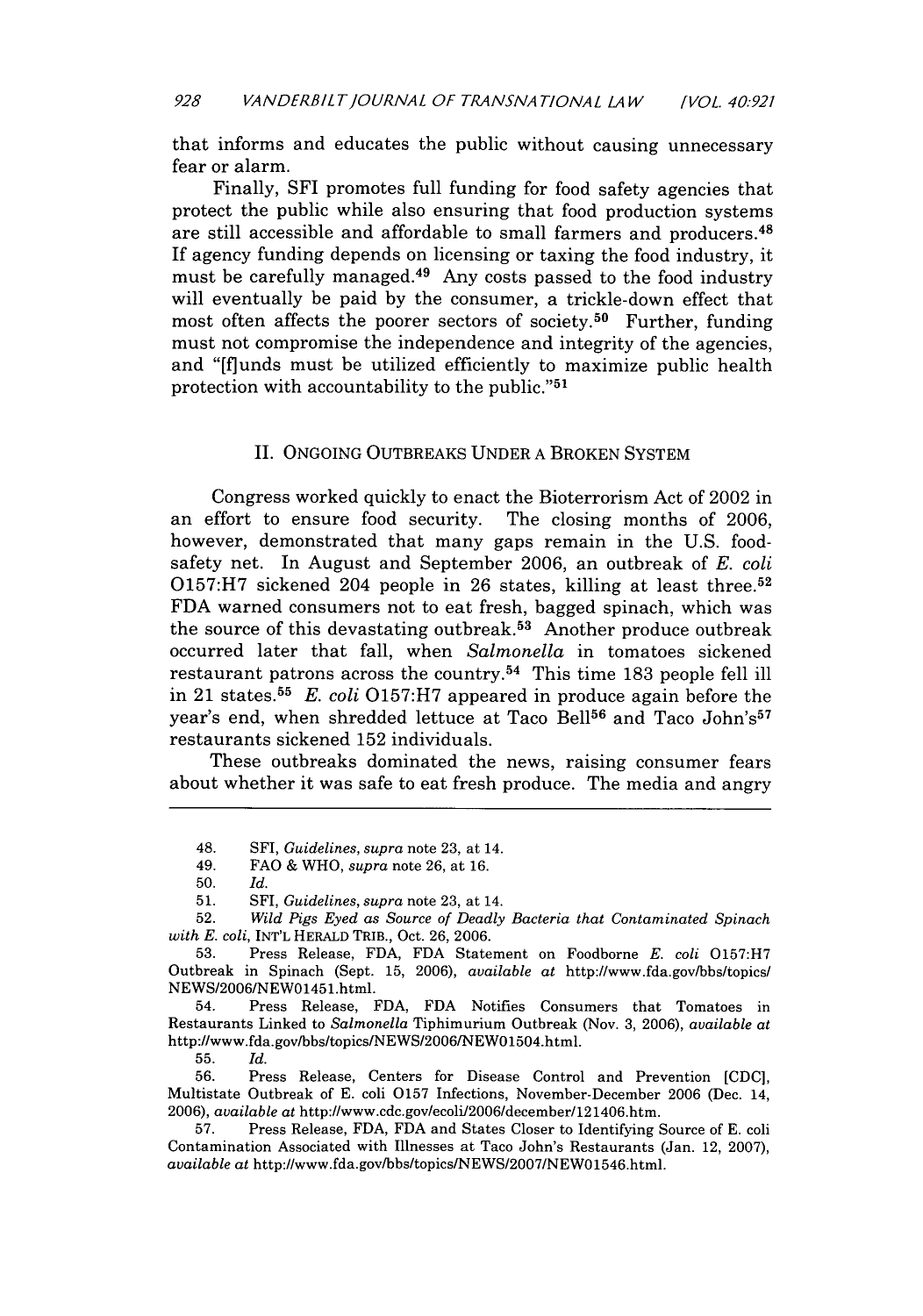that informs and educates the public without causing unnecessary fear or alarm.

Finally, SFI promotes full funding for food safety agencies that protect the public while also ensuring that food production systems are still accessible and affordable to small farmers and producers.[48] If agency funding depends on licensing or taxing the food industry, it must be carefully managed.[49] Any costs passed to the food industry will eventually be paid by the consumer, a trickle-down effect that most often affects the poorer sectors of society.[50] Further, funding must not compromise the independence and integrity of the agencies, and "[f]unds must be utilized efficiently to maximize public health protection with accountability to the public."[51]

## II. ONGOING OUTBREAKS UNDER A BROKEN SYSTEM

Congress worked quickly to enact the Bioterrorism Act of 2002 in an effort to ensure food security. The closing months of 2006, however, demonstrated that many gaps remain in the U.S. food-safety net. In August and September 2006, an outbreak of *E. coli* O157:H7 sickened 204 people in 26 states, killing at least three.[52] FDA warned consumers not to eat fresh, bagged spinach, which was the source of this devastating outbreak.[53] Another produce outbreak occurred later that fall, when *Salmonella* in tomatoes sickened restaurant patrons across the country.[54] This time 183 people fell ill in 21 states.[55] *E. coli* O157:H7 appeared in produce again before the year's end, when shredded lettuce at Taco Bell[56] and Taco John's[57] restaurants sickened 152 individuals.

These outbreaks dominated the news, raising consumer fears about whether it was safe to eat fresh produce. The media and angry

---

48. SFI, *Guidelines*, *supra* note 23, at 14.

49. FAO & WHO, *supra* note 26, at 16.

50. *Id.*

51. SFI, *Guidelines*, *supra* note 23, at 14.

52. *Wild Pigs Eyed as Source of Deadly Bacteria that Contaminated Spinach with E. coli*, INT'L HERALD TRIB., Oct. 26, 2006.

53. Press Release, FDA, FDA Statement on Foodborne *E. coli* O157:H7 Outbreak in Spinach (Sept. 15, 2006), *available at* http://www.fda.gov/bbs/topics/NEWS/2006/NEW01451.html.

54. Press Release, FDA, FDA Notifies Consumers that Tomatoes in Restaurants Linked to *Salmonella* Tiphimurium Outbreak (Nov. 3, 2006), *available at* http://www.fda.gov/bbs/topics/NEWS/2006/NEW01504.html.

55. *Id.*

56. Press Release, Centers for Disease Control and Prevention [CDC], Multistate Outbreak of E. coli O157 Infections, November-December 2006 (Dec. 14, 2006), *available at* http://www.cdc.gov/ecoli/2006/december/121406.htm.

57. Press Release, FDA, FDA and States Closer to Identifying Source of E. coli Contamination Associated with Illnesses at Taco John's Restaurants (Jan. 12, 2007), *available at* http://www.fda.gov/bbs/topics/NEWS/2007/NEW01546.html.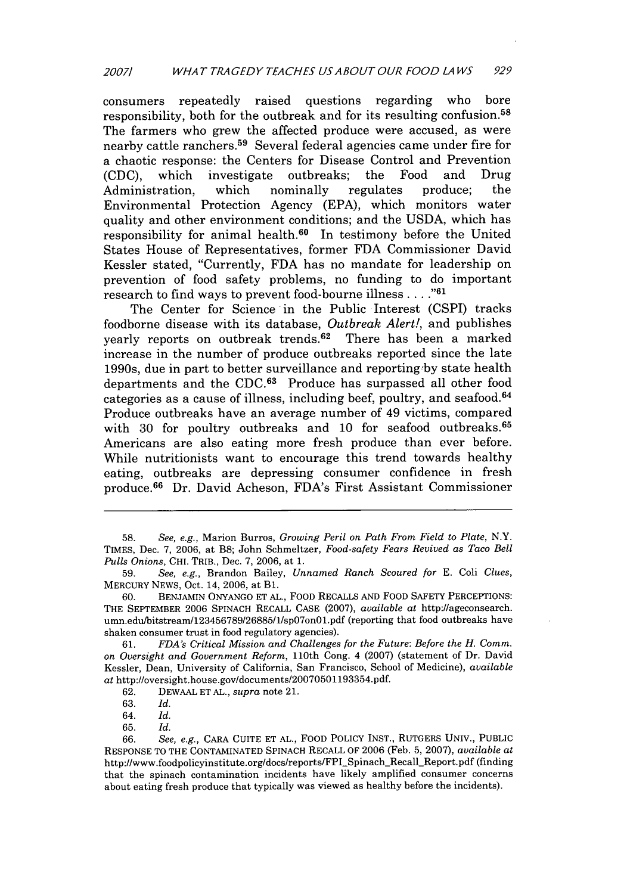consumers repeatedly raised questions regarding who bore responsibility, both for the outbreak and for its resulting confusion.[58] The farmers who grew the affected produce were accused, as were nearby cattle ranchers.[59] Several federal agencies came under fire for a chaotic response: the Centers for Disease Control and Prevention (CDC), which investigate outbreaks; the Food and Drug Administration, which nominally regulates produce; the Environmental Protection Agency (EPA), which monitors water quality and other environment conditions; and the USDA, which has responsibility for animal health.[60] In testimony before the United States House of Representatives, former FDA Commissioner David Kessler stated, "Currently, FDA has no mandate for leadership on prevention of food safety problems, no funding to do important research to find ways to prevent food-bourne illness . . . ."[61]

The Center for Science in the Public Interest (CSPI) tracks foodborne disease with its database, *Outbreak Alert!*, and publishes yearly reports on outbreak trends.[62] There has been a marked increase in the number of produce outbreaks reported since the late 1990s, due in part to better surveillance and reporting by state health departments and the CDC.[63] Produce has surpassed all other food categories as a cause of illness, including beef, poultry, and seafood.[64] Produce outbreaks have an average number of 49 victims, compared with 30 for poultry outbreaks and 10 for seafood outbreaks.[65] Americans are also eating more fresh produce than ever before. While nutritionists want to encourage this trend towards healthy eating, outbreaks are depressing consumer confidence in fresh produce.[66] Dr. David Acheson, FDA's First Assistant Commissioner

---

58. *See, e.g.*, Marion Burros, *Growing Peril on Path From Field to Plate*, N.Y. TIMES, Dec. 7, 2006, at B8; John Schmeltzer, *Food-safety Fears Revived as Taco Bell Pulls Onions*, CHI. TRIB., Dec. 7, 2006, at 1.

59. *See, e.g.*, Brandon Bailey, *Unnamed Ranch Scoured for* E. Coli *Clues*, MERCURY NEWS, Oct. 14, 2006, at B1.

60. BENJAMIN ONYANGO ET AL., FOOD RECALLS AND FOOD SAFETY PERCEPTIONS: THE SEPTEMBER 2006 SPINACH RECALL CASE (2007), *available at* http://ageconsearch.umn.edu/bitstream/123456789/26885/1/sp07on01.pdf (reporting that food outbreaks have shaken consumer trust in food regulatory agencies).

61. *FDA's Critical Mission and Challenges for the Future: Before the H. Comm. on Oversight and Government Reform*, 110th Cong. 4 (2007) (statement of Dr. David Kessler, Dean, University of California, San Francisco, School of Medicine), *available at* http://oversight.house.gov/documents/20070501193354.pdf.

62. DEWAAL ET AL., *supra* note 21.

63. *Id.*

64. *Id.*

65. *Id.*

66. *See, e.g.*, CARA CUITE ET AL., FOOD POLICY INST., RUTGERS UNIV., PUBLIC RESPONSE TO THE CONTAMINATED SPINACH RECALL OF 2006 (Feb. 5, 2007), *available at* http://www.foodpolicyinstitute.org/docs/reports/FPI_Spinach_Recall_Report.pdf (finding that the spinach contamination incidents have likely amplified consumer concerns about eating fresh produce that typically was viewed as healthy before the incidents).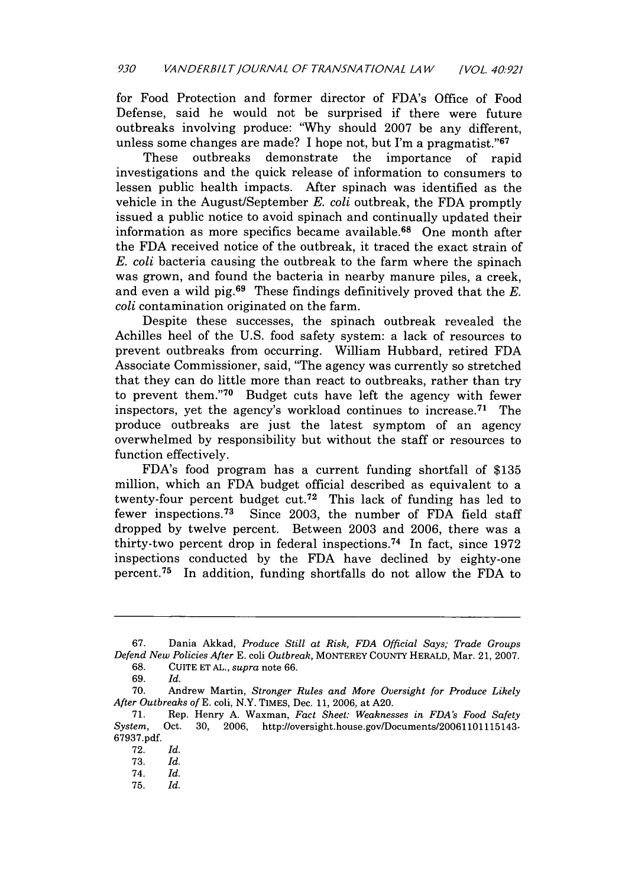for Food Protection and former director of FDA's Office of Food Defense, said he would not be surprised if there were future outbreaks involving produce: "Why should 2007 be any different, unless some changes are made? I hope not, but I'm a pragmatist."[67]

These outbreaks demonstrate the importance of rapid investigations and the quick release of information to consumers to lessen public health impacts. After spinach was identified as the vehicle in the August/September *E. coli* outbreak, the FDA promptly issued a public notice to avoid spinach and continually updated their information as more specifics became available.[68] One month after the FDA received notice of the outbreak, it traced the exact strain of *E. coli* bacteria causing the outbreak to the farm where the spinach was grown, and found the bacteria in nearby manure piles, a creek, and even a wild pig.[69] These findings definitively proved that the *E. coli* contamination originated on the farm.

Despite these successes, the spinach outbreak revealed the Achilles heel of the U.S. food safety system: a lack of resources to prevent outbreaks from occurring. William Hubbard, retired FDA Associate Commissioner, said, "The agency was currently so stretched that they can do little more than react to outbreaks, rather than try to prevent them."[70] Budget cuts have left the agency with fewer inspectors, yet the agency's workload continues to increase.[71] The produce outbreaks are just the latest symptom of an agency overwhelmed by responsibility but without the staff or resources to function effectively.

FDA's food program has a current funding shortfall of $135 million, which an FDA budget official described as equivalent to a twenty-four percent budget cut.[72] This lack of funding has led to fewer inspections.[73] Since 2003, the number of FDA field staff dropped by twelve percent. Between 2003 and 2006, there was a thirty-two percent drop in federal inspections.[74] In fact, since 1972 inspections conducted by the FDA have declined by eighty-one percent.[75] In addition, funding shortfalls do not allow the FDA to

---

67. Dania Akkad, *Produce Still at Risk, FDA Official Says; Trade Groups Defend New Policies After* E. coli *Outbreak*, MONTEREY COUNTY HERALD, Mar. 21, 2007.

68. CUITE ET AL., *supra* note 66.

69. *Id.*

70. Andrew Martin, *Stronger Rules and More Oversight for Produce Likely After Outbreaks of* E. coli, N.Y. TIMES, Dec. 11, 2006, at A20.

71. Rep. Henry A. Waxman, *Fact Sheet: Weaknesses in FDA's Food Safety System*, Oct. 30, 2006, http://oversight.house.gov/Documents/20061101115143-67937.pdf.

72. *Id.*

73. *Id.*

74. *Id.*

75. *Id.*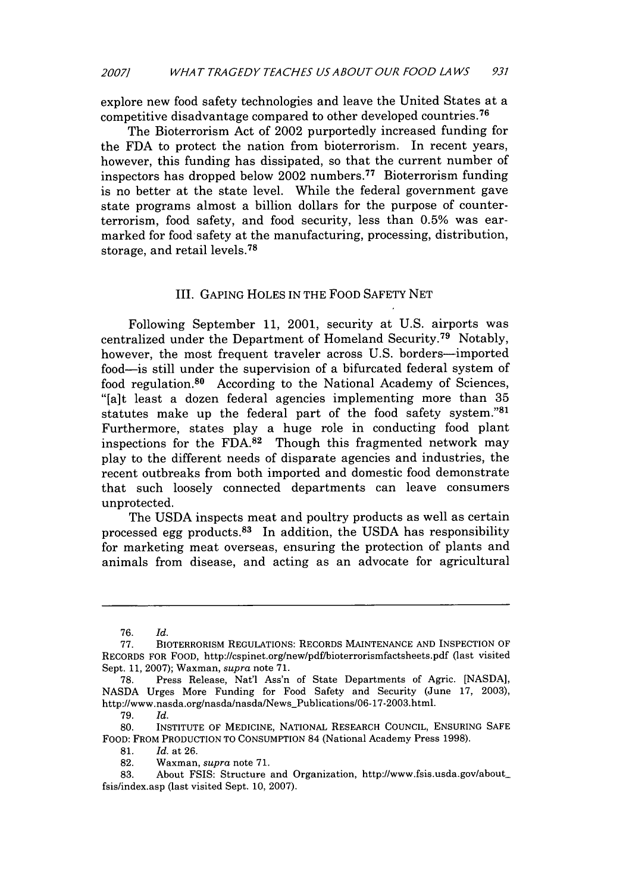explore new food safety technologies and leave the United States at a competitive disadvantage compared to other developed countries.[76]

The Bioterrorism Act of 2002 purportedly increased funding for the FDA to protect the nation from bioterrorism. In recent years, however, this funding has dissipated, so that the current number of inspectors has dropped below 2002 numbers.[77] Bioterrorism funding is no better at the state level. While the federal government gave state programs almost a billion dollars for the purpose of counter-terrorism, food safety, and food security, less than 0.5% was earmarked for food safety at the manufacturing, processing, distribution, storage, and retail levels.[78]

## III. GAPING HOLES IN THE FOOD SAFETY NET

Following September 11, 2001, security at U.S. airports was centralized under the Department of Homeland Security.[79] Notably, however, the most frequent traveler across U.S. borders—imported food—is still under the supervision of a bifurcated federal system of food regulation.[80] According to the National Academy of Sciences, "[a]t least a dozen federal agencies implementing more than 35 statutes make up the federal part of the food safety system."[81] Furthermore, states play a huge role in conducting food plant inspections for the FDA.[82] Though this fragmented network may play to the different needs of disparate agencies and industries, the recent outbreaks from both imported and domestic food demonstrate that such loosely connected departments can leave consumers unprotected.

The USDA inspects meat and poultry products as well as certain processed egg products.[83] In addition, the USDA has responsibility for marketing meat overseas, ensuring the protection of plants and animals from disease, and acting as an advocate for agricultural

---

76. *Id.*

77. BIOTERRORISM REGULATIONS: RECORDS MAINTENANCE AND INSPECTION OF RECORDS FOR FOOD, http://cspinet.org/new/pdf/bioterrorismfactsheets.pdf (last visited Sept. 11, 2007); Waxman, *supra* note 71.

78. Press Release, Nat'l Ass'n of State Departments of Agric. [NASDA], NASDA Urges More Funding for Food Safety and Security (June 17, 2003), http://www.nasda.org/nasda/nasda/News_Publications/06-17-2003.html.

79. *Id.*

80. INSTITUTE OF MEDICINE, NATIONAL RESEARCH COUNCIL, ENSURING SAFE FOOD: FROM PRODUCTION TO CONSUMPTION 84 (National Academy Press 1998).

81. *Id.* at 26.

82. Waxman, *supra* note 71.

83. About FSIS: Structure and Organization, http://www.fsis.usda.gov/about_fsis/index.asp (last visited Sept. 10, 2007).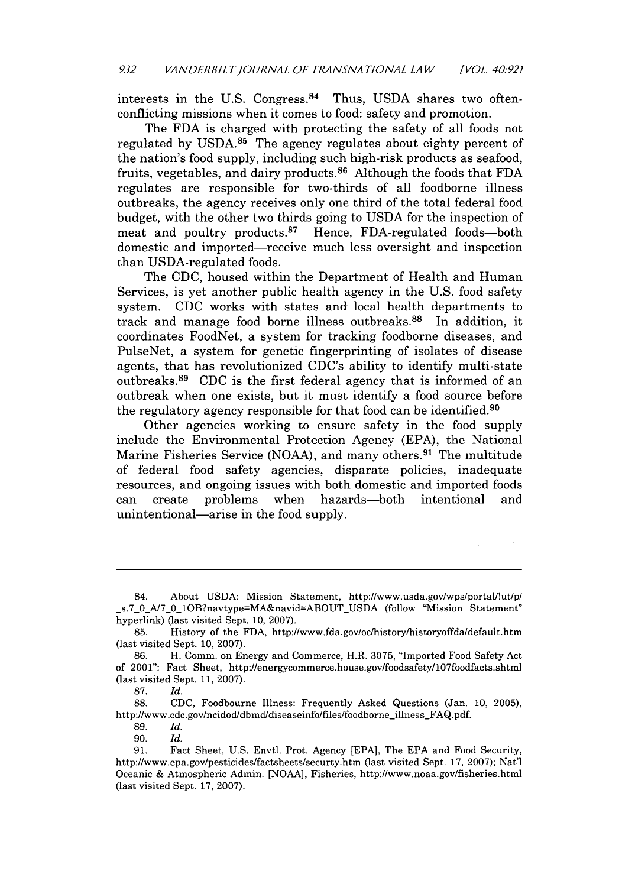interests in the U.S. Congress.[84] Thus, USDA shares two often-conflicting missions when it comes to food: safety and promotion.

The FDA is charged with protecting the safety of all foods not regulated by USDA.[85] The agency regulates about eighty percent of the nation's food supply, including such high-risk products as seafood, fruits, vegetables, and dairy products.[86] Although the foods that FDA regulates are responsible for two-thirds of all foodborne illness outbreaks, the agency receives only one third of the total federal food budget, with the other two thirds going to USDA for the inspection of meat and poultry products.[87] Hence, FDA-regulated foods—both domestic and imported—receive much less oversight and inspection than USDA-regulated foods.

The CDC, housed within the Department of Health and Human Services, is yet another public health agency in the U.S. food safety system. CDC works with states and local health departments to track and manage food borne illness outbreaks.[88] In addition, it coordinates FoodNet, a system for tracking foodborne diseases, and PulseNet, a system for genetic fingerprinting of isolates of disease agents, that has revolutionized CDC's ability to identify multi-state outbreaks.[89] CDC is the first federal agency that is informed of an outbreak when one exists, but it must identify a food source before the regulatory agency responsible for that food can be identified.[90]

Other agencies working to ensure safety in the food supply include the Environmental Protection Agency (EPA), the National Marine Fisheries Service (NOAA), and many others.[91] The multitude of federal food safety agencies, disparate policies, inadequate resources, and ongoing issues with both domestic and imported foods can create problems when hazards—both intentional and unintentional—arise in the food supply.

---

84. About USDA: Mission Statement, http://www.usda.gov/wps/portal/!ut/p/_s.7_0_A/7_0_1OB?navtype=MA&navid=ABOUT_USDA (follow "Mission Statement" hyperlink) (last visited Sept. 10, 2007).

85. History of the FDA, http://www.fda.gov/oc/history/historyoffda/default.htm (last visited Sept. 10, 2007).

86. H. Comm. on Energy and Commerce, H.R. 3075, "Imported Food Safety Act of 2001": Fact Sheet, http://energycommerce.house.gov/foodsafety/107foodfacts.shtml (last visited Sept. 11, 2007).

87. *Id.*

88. CDC, Foodbourne Illness: Frequently Asked Questions (Jan. 10, 2005), http://www.cdc.gov/ncidod/dbmd/diseaseinfo/files/foodborne_illness_FAQ.pdf.

89. *Id.*

90. *Id.*

91. Fact Sheet, U.S. Envtl. Prot. Agency [EPA], The EPA and Food Security, http://www.epa.gov/pesticides/factsheets/securty.htm (last visited Sept. 17, 2007); Nat'l Oceanic & Atmospheric Admin. [NOAA], Fisheries, http://www.noaa.gov/fisheries.html (last visited Sept. 17, 2007).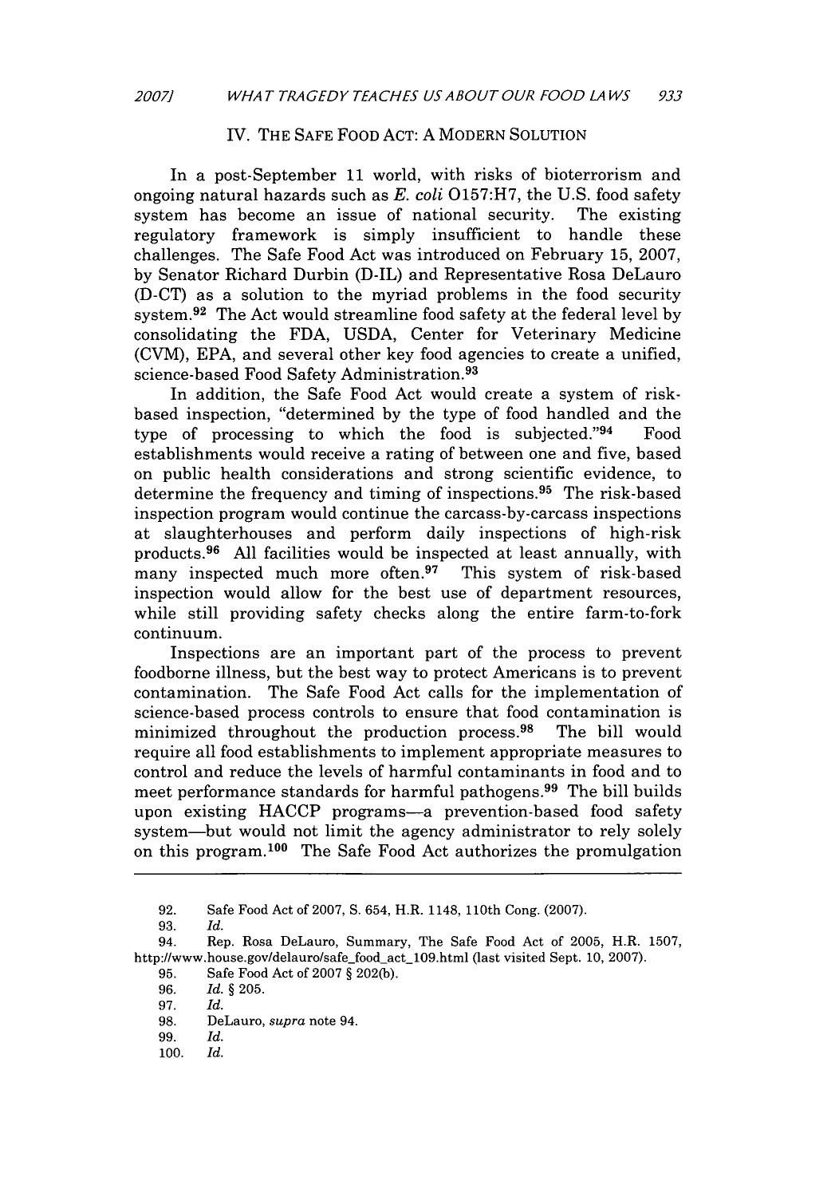## IV. THE SAFE FOOD ACT: A MODERN SOLUTION

In a post-September 11 world, with risks of bioterrorism and ongoing natural hazards such as *E. coli* O157:H7, the U.S. food safety system has become an issue of national security. The existing regulatory framework is simply insufficient to handle these challenges. The Safe Food Act was introduced on February 15, 2007, by Senator Richard Durbin (D-IL) and Representative Rosa DeLauro (D-CT) as a solution to the myriad problems in the food security system.[92] The Act would streamline food safety at the federal level by consolidating the FDA, USDA, Center for Veterinary Medicine (CVM), EPA, and several other key food agencies to create a unified, science-based Food Safety Administration.[93]

In addition, the Safe Food Act would create a system of risk-based inspection, "determined by the type of food handled and the type of processing to which the food is subjected."[94] Food establishments would receive a rating of between one and five, based on public health considerations and strong scientific evidence, to determine the frequency and timing of inspections.[95] The risk-based inspection program would continue the carcass-by-carcass inspections at slaughterhouses and perform daily inspections of high-risk products.[96] All facilities would be inspected at least annually, with many inspected much more often.[97] This system of risk-based inspection would allow for the best use of department resources, while still providing safety checks along the entire farm-to-fork continuum.

Inspections are an important part of the process to prevent foodborne illness, but the best way to protect Americans is to prevent contamination. The Safe Food Act calls for the implementation of science-based process controls to ensure that food contamination is minimized throughout the production process.[98] The bill would require all food establishments to implement appropriate measures to control and reduce the levels of harmful contaminants in food and to meet performance standards for harmful pathogens.[99] The bill builds upon existing HACCP programs—a prevention-based food safety system—but would not limit the agency administrator to rely solely on this program.[100] The Safe Food Act authorizes the promulgation

---

92. Safe Food Act of 2007, S. 654, H.R. 1148, 110th Cong. (2007).

93. *Id.*

94. Rep. Rosa DeLauro, Summary, The Safe Food Act of 2005, H.R. 1507, http://www.house.gov/delauro/safe_food_act_109.html (last visited Sept. 10, 2007).

95. Safe Food Act of 2007 § 202(b).

96. *Id.* § 205.

97. *Id.*

98. DeLauro, *supra* note 94.

99. *Id.*

100. *Id.*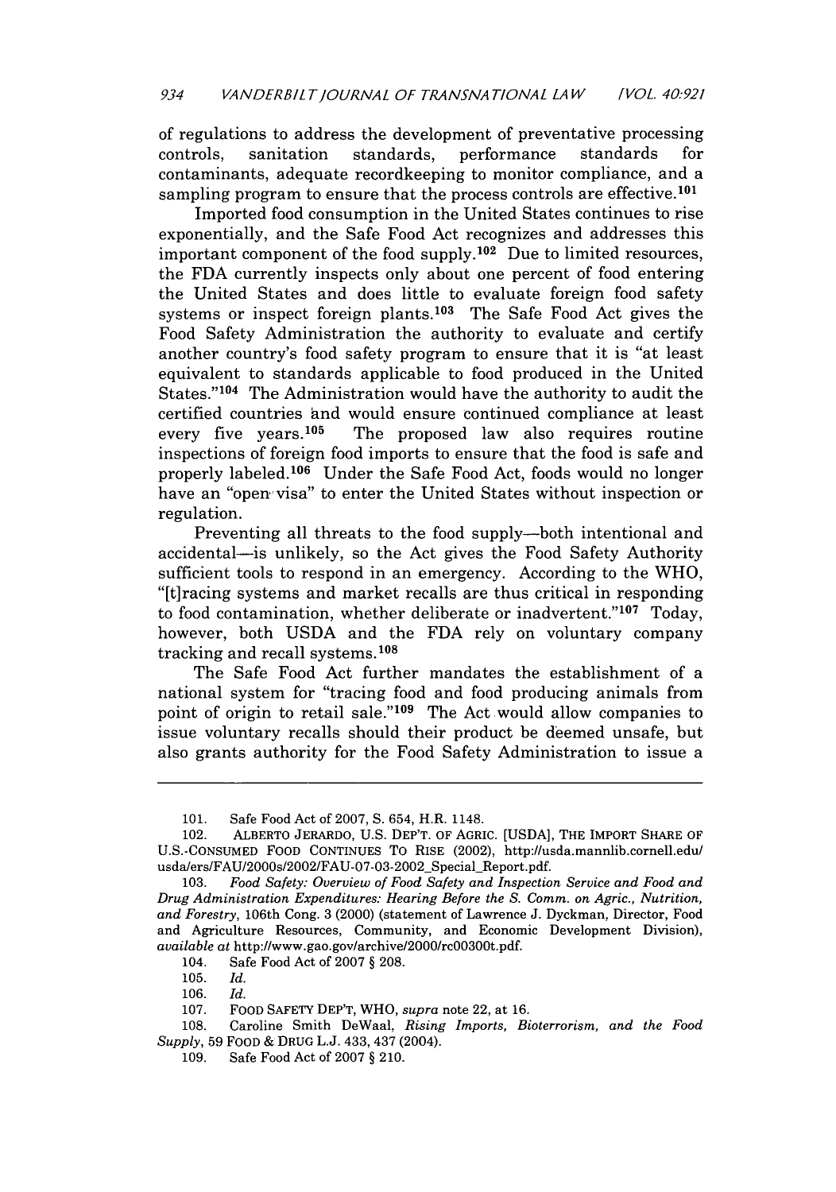of regulations to address the development of preventative processing controls, sanitation standards, performance standards for contaminants, adequate recordkeeping to monitor compliance, and a sampling program to ensure that the process controls are effective.[101]

Imported food consumption in the United States continues to rise exponentially, and the Safe Food Act recognizes and addresses this important component of the food supply.[102] Due to limited resources, the FDA currently inspects only about one percent of food entering the United States and does little to evaluate foreign food safety systems or inspect foreign plants.[103] The Safe Food Act gives the Food Safety Administration the authority to evaluate and certify another country's food safety program to ensure that it is "at least equivalent to standards applicable to food produced in the United States."[104] The Administration would have the authority to audit the certified countries and would ensure continued compliance at least every five years.[105] The proposed law also requires routine inspections of foreign food imports to ensure that the food is safe and properly labeled.[106] Under the Safe Food Act, foods would no longer have an "open visa" to enter the United States without inspection or regulation.

Preventing all threats to the food supply—both intentional and accidental—is unlikely, so the Act gives the Food Safety Authority sufficient tools to respond in an emergency. According to the WHO, "[t]racing systems and market recalls are thus critical in responding to food contamination, whether deliberate or inadvertent."[107] Today, however, both USDA and the FDA rely on voluntary company tracking and recall systems.[108]

The Safe Food Act further mandates the establishment of a national system for "tracing food and food producing animals from point of origin to retail sale."[109] The Act would allow companies to issue voluntary recalls should their product be deemed unsafe, but also grants authority for the Food Safety Administration to issue a

---

101. Safe Food Act of 2007, S. 654, H.R. 1148.

102. ALBERTO JERARDO, U.S. DEP'T. OF AGRIC. [USDA], THE IMPORT SHARE OF U.S.-CONSUMED FOOD CONTINUES TO RISE (2002), http://usda.mannlib.cornell.edu/usda/ers/FAU/2000s/2002/FAU-07-03-2002_Special_Report.pdf.

103. *Food Safety: Overview of Food Safety and Inspection Service and Food and Drug Administration Expenditures: Hearing Before the S. Comm. on Agric., Nutrition, and Forestry*, 106th Cong. 3 (2000) (statement of Lawrence J. Dyckman, Director, Food and Agriculture Resources, Community, and Economic Development Division), *available at* http://www.gao.gov/archive/2000/rc00300t.pdf.

104. Safe Food Act of 2007 § 208.

105. *Id.*

106. *Id.*

107. FOOD SAFETY DEP'T, WHO, *supra* note 22, at 16.

108. Caroline Smith DeWaal, *Rising Imports, Bioterrorism, and the Food Supply*, 59 FOOD & DRUG L.J. 433, 437 (2004).

109. Safe Food Act of 2007 § 210.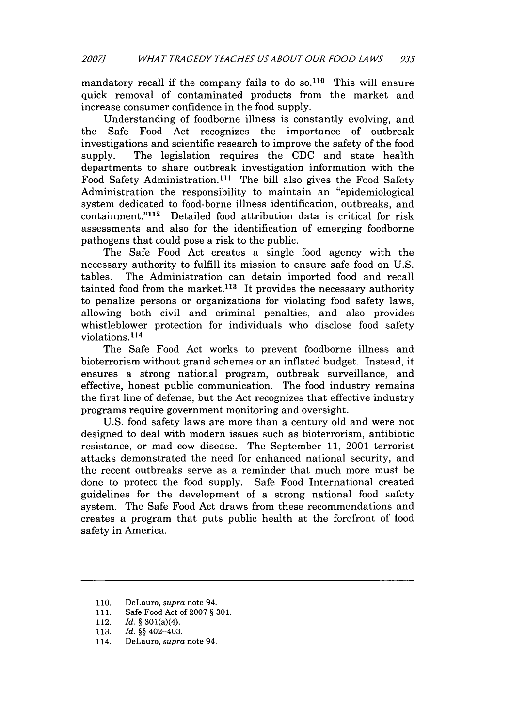mandatory recall if the company fails to do so.[110] This will ensure quick removal of contaminated products from the market and increase consumer confidence in the food supply.

Understanding of foodborne illness is constantly evolving, and the Safe Food Act recognizes the importance of outbreak investigations and scientific research to improve the safety of the food supply. The legislation requires the CDC and state health departments to share outbreak investigation information with the Food Safety Administration.[111] The bill also gives the Food Safety Administration the responsibility to maintain an "epidemiological system dedicated to food-borne illness identification, outbreaks, and containment."[112] Detailed food attribution data is critical for risk assessments and also for the identification of emerging foodborne pathogens that could pose a risk to the public.

The Safe Food Act creates a single food agency with the necessary authority to fulfill its mission to ensure safe food on U.S. tables. The Administration can detain imported food and recall tainted food from the market.[113] It provides the necessary authority to penalize persons or organizations for violating food safety laws, allowing both civil and criminal penalties, and also provides whistleblower protection for individuals who disclose food safety violations.[114]

The Safe Food Act works to prevent foodborne illness and bioterrorism without grand schemes or an inflated budget. Instead, it ensures a strong national program, outbreak surveillance, and effective, honest public communication. The food industry remains the first line of defense, but the Act recognizes that effective industry programs require government monitoring and oversight.

U.S. food safety laws are more than a century old and were not designed to deal with modern issues such as bioterrorism, antibiotic resistance, or mad cow disease. The September 11, 2001 terrorist attacks demonstrated the need for enhanced national security, and the recent outbreaks serve as a reminder that much more must be done to protect the food supply. Safe Food International created guidelines for the development of a strong national food safety system. The Safe Food Act draws from these recommendations and creates a program that puts public health at the forefront of food safety in America.

---

110. DeLauro, *supra* note 94.
111. Safe Food Act of 2007 § 301.
112. *Id.* § 301(a)(4).
113. *Id.* §§ 402–403.
114. DeLauro, *supra* note 94.